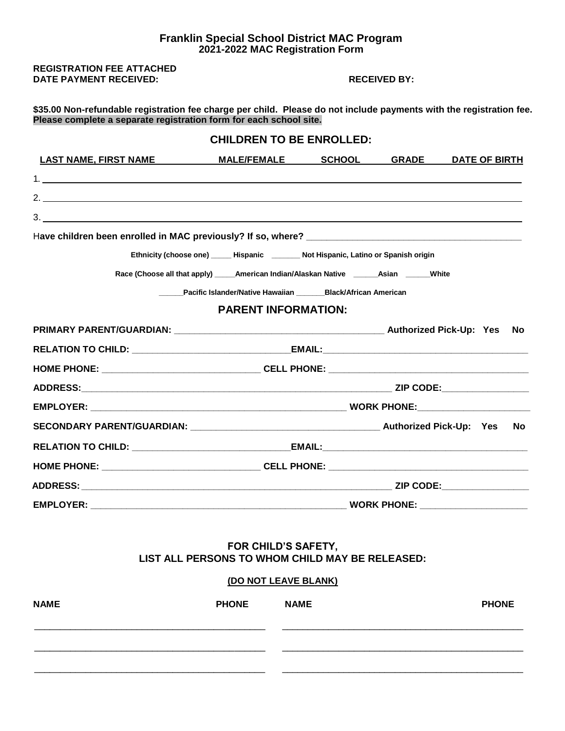# Franklin Special School District MAC Program
## 2021-2022 MAC Registration Form

**REGISTRATION FEE ATTACHED**
**DATE PAYMENT RECEIVED:** **RECEIVED BY:**

**$35.00 Non-refundable registration fee charge per child. Please do not include payments with the registration fee. Please complete a separate registration form for each school site.**

## CHILDREN TO BE ENROLLED:

| LAST NAME, FIRST NAME | MALE/FEMALE | SCHOOL | GRADE | DATE OF BIRTH |
|---|---|---|---|---|
| 1. | | | | |
| 2. | | | | |
| 3. | | | | |

**Have children been enrolled in MAC previously? If so, where?** ___________________________________________

**Ethnicity (choose one)** _____ **Hispanic** _______ **Not Hispanic, Latino or Spanish origin**

**Race (Choose all that apply)** _____**American Indian/Alaskan Native** ______**Asian** ______**White**

______**Pacific Islander/Native Hawaiian** _______**Black/African American**

## PARENT INFORMATION:

**PRIMARY PARENT/GUARDIAN:** _________________________________________ **Authorized Pick-Up: Yes No**

**RELATION TO CHILD:** _______________________________**EMAIL:**_________________________________________

**HOME PHONE:** _______________________________ **CELL PHONE:** ________________________________________

**ADDRESS:**_________________________________________________________________ **ZIP CODE:**_________________

**EMPLOYER:** ____________________________________________________ **WORK PHONE:**______________________

**SECONDARY PARENT/GUARDIAN:** _____________________________________ **Authorized Pick-Up: Yes No**

**RELATION TO CHILD:** _______________________________**EMAIL:**_________________________________________

**HOME PHONE:** _______________________________ **CELL PHONE:** ________________________________________

**ADDRESS:** _________________________________________________________________ **ZIP CODE:**_________________

**EMPLOYER:** ____________________________________________________ **WORK PHONE:** _____________________

## FOR CHILD'S SAFETY, LIST ALL PERSONS TO WHOM CHILD MAY BE RELEASED:

**(DO NOT LEAVE BLANK)**

| NAME | PHONE | NAME | PHONE |
|---|---|---|---|
| | | | |
| | | | |
| | | | |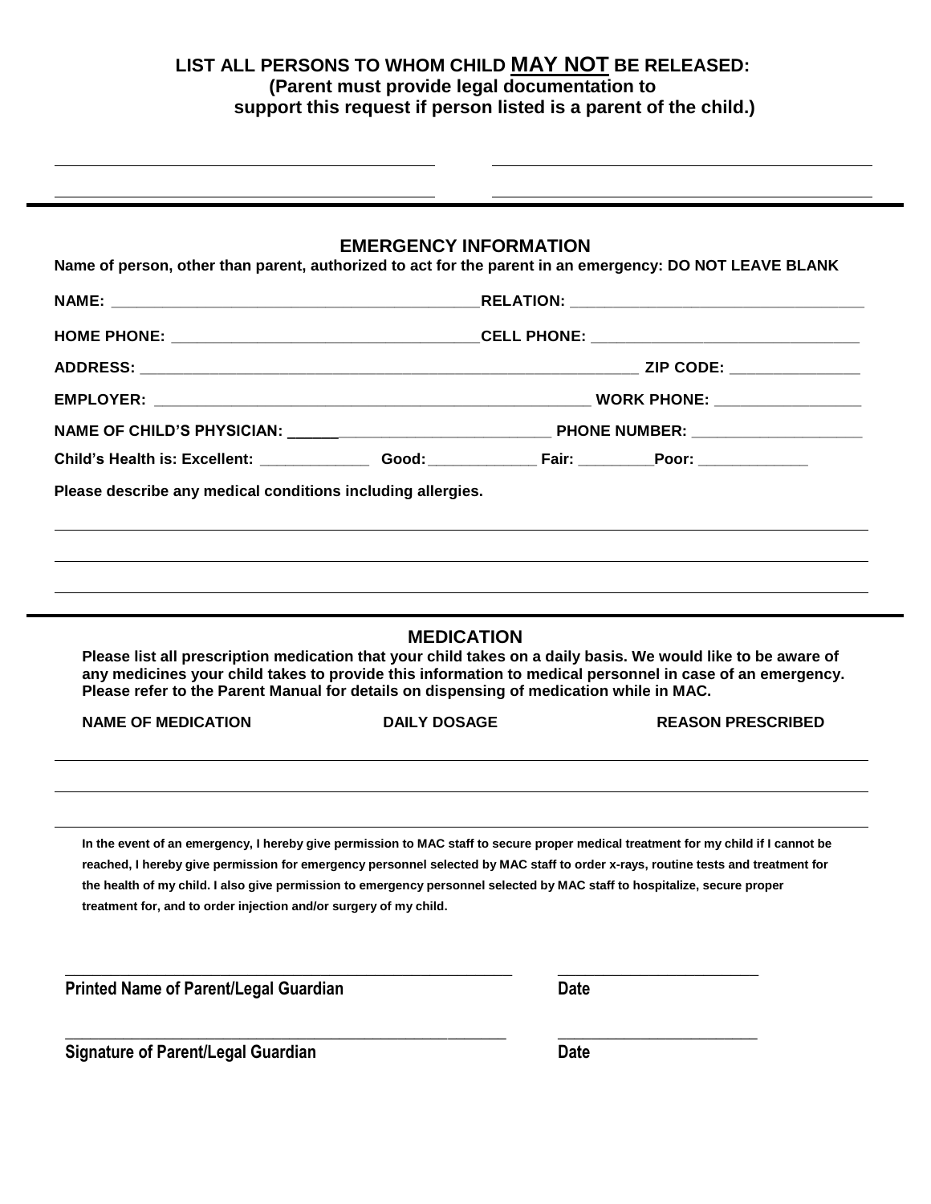## LIST ALL PERSONS TO WHOM CHILD <u>MAY NOT</u> BE RELEASED:

**(Parent must provide legal documentation to support this request if person listed is a parent of the child.)**

_______________________________________ _______________________________________

_______________________________________ _______________________________________

---

## EMERGENCY INFORMATION

**Name of person, other than parent, authorized to act for the parent in an emergency: DO NOT LEAVE BLANK**

**NAME:** _______________________________________ **RELATION:** ______________________________

**HOME PHONE:** ________________________________ **CELL PHONE:** ___________________________

**ADDRESS:** ______________________________________________________ **ZIP CODE:** ______________

**EMPLOYER:** ______________________________________________ **WORK PHONE:** _______________

**NAME OF CHILD'S PHYSICIAN:** _______________________________ **PHONE NUMBER:** __________________

**Child's Health is: Excellent:** ____________ **Good:** ____________ **Fair:** _________ **Poor:** ____________

**Please describe any medical conditions including allergies.**

_______________________________________________________________________________

_______________________________________________________________________________

_______________________________________________________________________________

---

## MEDICATION

**Please list all prescription medication that your child takes on a daily basis. We would like to be aware of any medicines your child takes to provide this information to medical personnel in case of an emergency. Please refer to the Parent Manual for details on dispensing of medication while in MAC.**

| NAME OF MEDICATION | DAILY DOSAGE | REASON PRESCRIBED |
|---|---|---|
| | | |
| | | |
| | | |

**In the event of an emergency, I hereby give permission to MAC staff to secure proper medical treatment for my child if I cannot be reached, I hereby give permission for emergency personnel selected by MAC staff to order x-rays, routine tests and treatment for the health of my child. I also give permission to emergency personnel selected by MAC staff to hospitalize, secure proper treatment for, and to order injection and/or surgery of my child.**

_______________________________________________ _____________________

**Printed Name of Parent/Legal Guardian** **Date**

_______________________________________________ _____________________

**Signature of Parent/Legal Guardian** **Date**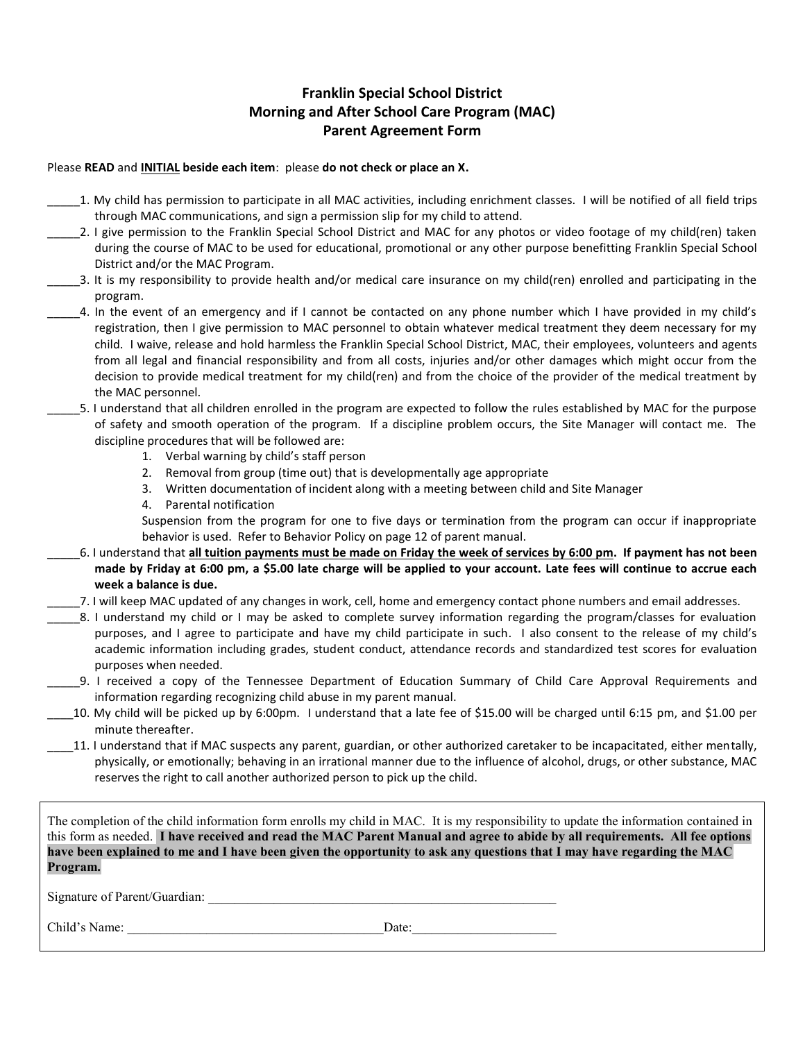# Franklin Special School District
## Morning and After School Care Program (MAC)
## Parent Agreement Form

Please **READ** and **<u>INITIAL</u> beside each item**: please **do not check or place an X.**

_____1. My child has permission to participate in all MAC activities, including enrichment classes. I will be notified of all field trips through MAC communications, and sign a permission slip for my child to attend.

_____2. I give permission to the Franklin Special School District and MAC for any photos or video footage of my child(ren) taken during the course of MAC to be used for educational, promotional or any other purpose benefitting Franklin Special School District and/or the MAC Program.

_____3. It is my responsibility to provide health and/or medical care insurance on my child(ren) enrolled and participating in the program.

_____4. In the event of an emergency and if I cannot be contacted on any phone number which I have provided in my child's registration, then I give permission to MAC personnel to obtain whatever medical treatment they deem necessary for my child. I waive, release and hold harmless the Franklin Special School District, MAC, their employees, volunteers and agents from all legal and financial responsibility and from all costs, injuries and/or other damages which might occur from the decision to provide medical treatment for my child(ren) and from the choice of the provider of the medical treatment by the MAC personnel.

_____5. I understand that all children enrolled in the program are expected to follow the rules established by MAC for the purpose of safety and smooth operation of the program. If a discipline problem occurs, the Site Manager will contact me. The discipline procedures that will be followed are:

1. Verbal warning by child's staff person
2. Removal from group (time out) that is developmentally age appropriate
3. Written documentation of incident along with a meeting between child and Site Manager
4. Parental notification

Suspension from the program for one to five days or termination from the program can occur if inappropriate behavior is used. Refer to Behavior Policy on page 12 of parent manual.

_____6. I understand that **<u>all tuition payments must be made on Friday the week of services by 6:00 pm</u>. If payment has not been made by Friday at 6:00 pm, a $5.00 late charge will be applied to your account. Late fees will continue to accrue each week a balance is due.**

_____7. I will keep MAC updated of any changes in work, cell, home and emergency contact phone numbers and email addresses.

_____8. I understand my child or I may be asked to complete survey information regarding the program/classes for evaluation purposes, and I agree to participate and have my child participate in such. I also consent to the release of my child's academic information including grades, student conduct, attendance records and standardized test scores for evaluation purposes when needed.

_____9. I received a copy of the Tennessee Department of Education Summary of Child Care Approval Requirements and information regarding recognizing child abuse in my parent manual.

____10. My child will be picked up by 6:00pm. I understand that a late fee of $15.00 will be charged until 6:15 pm, and $1.00 per minute thereafter.

____11. I understand that if MAC suspects any parent, guardian, or other authorized caretaker to be incapacitated, either mentally, physically, or emotionally; behaving in an irrational manner due to the influence of alcohol, drugs, or other substance, MAC reserves the right to call another authorized person to pick up the child.

The completion of the child information form enrolls my child in MAC. It is my responsibility to update the information contained in this form as needed. **I have received and read the MAC Parent Manual and agree to abide by all requirements. All fee options have been explained to me and I have been given the opportunity to ask any questions that I may have regarding the MAC Program.**

Signature of Parent/Guardian: _______________________________________________________

Child's Name: _______________________________________Date:______________________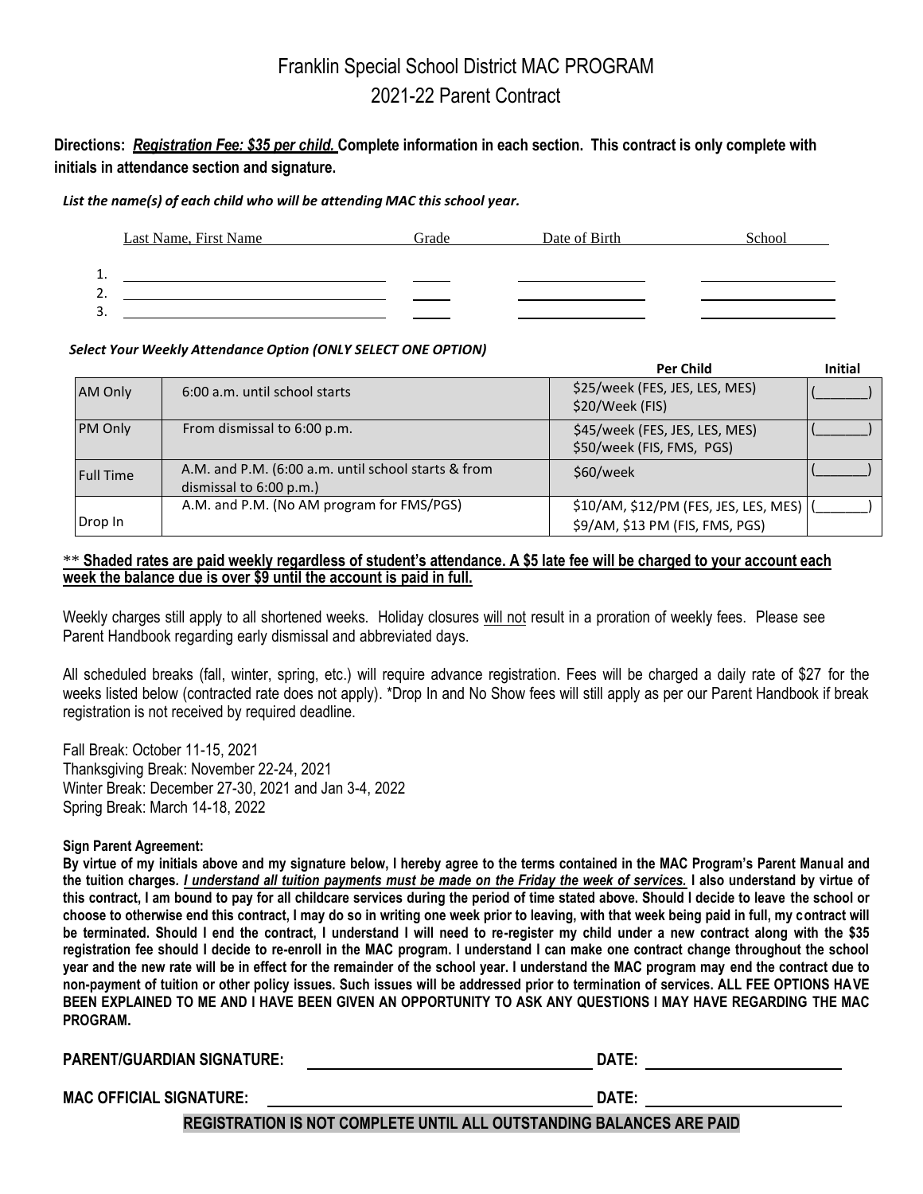# Franklin Special School District MAC PROGRAM
## 2021-22 Parent Contract

**Directions: *Registration Fee: $35 per child.* Complete information in each section. This contract is only complete with initials in attendance section and signature.**

***List the name(s) of each child who will be attending MAC this school year.***

| | Last Name, First Name | Grade | Date of Birth | School |
|---|---|---|---|---|
| 1. | | | | |
| 2. | | | | |
| 3. | | | | |

***Select Your Weekly Attendance Option (ONLY SELECT ONE OPTION)***

| | | Per Child | Initial |
|---|---|---|---|
| AM Only | 6:00 a.m. until school starts | $25/week (FES, JES, LES, MES) $20/Week (FIS) | (_______) |
| PM Only | From dismissal to 6:00 p.m. | $45/week (FES, JES, LES, MES) $50/week (FIS, FMS, PGS) | (_______) |
| Full Time | A.M. and P.M. (6:00 a.m. until school starts & from dismissal to 6:00 p.m.) | $60/week | (_______) |
| Drop In | A.M. and P.M. (No AM program for FMS/PGS) | $10/AM, $12/PM (FES, JES, LES, MES) $9/AM, $13 PM (FIS, FMS, PGS) | (_______) |

** **Shaded rates are paid weekly regardless of student's attendance. A $5 late fee will be charged to your account each week the balance due is over $9 until the account is paid in full.**

Weekly charges still apply to all shortened weeks. Holiday closures will not result in a proration of weekly fees. Please see Parent Handbook regarding early dismissal and abbreviated days.

All scheduled breaks (fall, winter, spring, etc.) will require advance registration. Fees will be charged a daily rate of $27 for the weeks listed below (contracted rate does not apply). *Drop In and No Show fees will still apply as per our Parent Handbook if break registration is not received by required deadline.

Fall Break: October 11-15, 2021
Thanksgiving Break: November 22-24, 2021
Winter Break: December 27-30, 2021 and Jan 3-4, 2022
Spring Break: March 14-18, 2022

**Sign Parent Agreement:**

**By virtue of my initials above and my signature below, I hereby agree to the terms contained in the MAC Program's Parent Manual and the tuition charges. *I understand all tuition payments must be made on the Friday the week of services.* I also understand by virtue of this contract, I am bound to pay for all childcare services during the period of time stated above. Should I decide to leave the school or choose to otherwise end this contract, I may do so in writing one week prior to leaving, with that week being paid in full, my contract will be terminated. Should I end the contract, I understand I will need to re-register my child under a new contract along with the $35 registration fee should I decide to re-enroll in the MAC program. I understand I can make one contract change throughout the school year and the new rate will be in effect for the remainder of the school year. I understand the MAC program may end the contract due to non-payment of tuition or other policy issues. Such issues will be addressed prior to termination of services. ALL FEE OPTIONS HAVE BEEN EXPLAINED TO ME AND I HAVE BEEN GIVEN AN OPPORTUNITY TO ASK ANY QUESTIONS I MAY HAVE REGARDING THE MAC PROGRAM.**

**PARENT/GUARDIAN SIGNATURE:** ______________________ **DATE:** ______________

**MAC OFFICIAL SIGNATURE:** ______________________ **DATE:** ______________

**REGISTRATION IS NOT COMPLETE UNTIL ALL OUTSTANDING BALANCES ARE PAID**